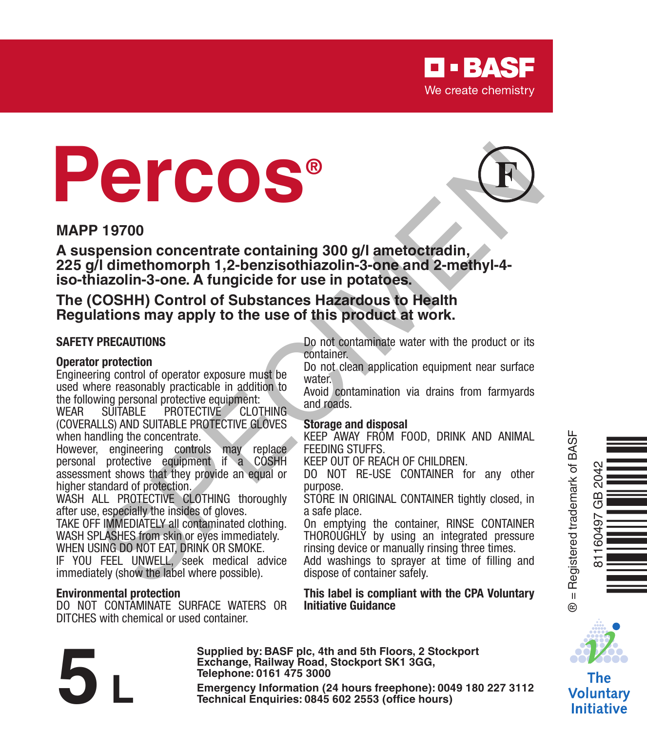BASF
We create chemistry

# Percos®

F

**MAPP 19700**

**A suspension concentrate containing 300 g/l ametoctradin, 225 g/l dimethomorph 1,2-benzisothiazolin-3-one and 2-methyl-4-iso-thiazolin-3-one. A fungicide for use in potatoes.**

**The (COSHH) Control of Substances Hazardous to Health Regulations may apply to the use of this product at work.**

## SAFETY PRECAUTIONS

### Operator protection

Engineering control of operator exposure must be used where reasonably practicable in addition to the following personal protective equipment:
WEAR SUITABLE PROTECTIVE CLOTHING (COVERALLS) AND SUITABLE PROTECTIVE GLOVES when handling the concentrate.
However, engineering controls may replace personal protective equipment if a COSHH assessment shows that they provide an equal or higher standard of protection.
WASH ALL PROTECTIVE CLOTHING thoroughly after use, especially the insides of gloves.
TAKE OFF IMMEDIATELY all contaminated clothing.
WASH SPLASHES from skin or eyes immediately.
WHEN USING DO NOT EAT, DRINK OR SMOKE.
IF YOU FEEL UNWELL, seek medical advice immediately (show the label where possible).

### Environmental protection

DO NOT CONTAMINATE SURFACE WATERS OR DITCHES with chemical or used container.
Do not contaminate water with the product or its container.
Do not clean application equipment near surface water.
Avoid contamination via drains from farmyards and roads.

### Storage and disposal

KEEP AWAY FROM FOOD, DRINK AND ANIMAL FEEDING STUFFS.
KEEP OUT OF REACH OF CHILDREN.
DO NOT RE-USE CONTAINER for any other purpose.
STORE IN ORIGINAL CONTAINER tightly closed, in a safe place.
On emptying the container, RINSE CONTAINER THOROUGHLY by using an integrated pressure rinsing device or manually rinsing three times.
Add washings to sprayer at time of filling and dispose of container safely.

**This label is compliant with the CPA Voluntary Initiative Guidance**

® = Registered trademark of BASF

81160497 GB 2042

**5 L**

**Supplied by: BASF plc, 4th and 5th Floors, 2 Stockport Exchange, Railway Road, Stockport SK1 3GG, Telephone: 0161 475 3000**

**Emergency Information (24 hours freephone): 0049 180 227 3112**
**Technical Enquiries: 0845 602 2553 (office hours)**

The Voluntary Initiative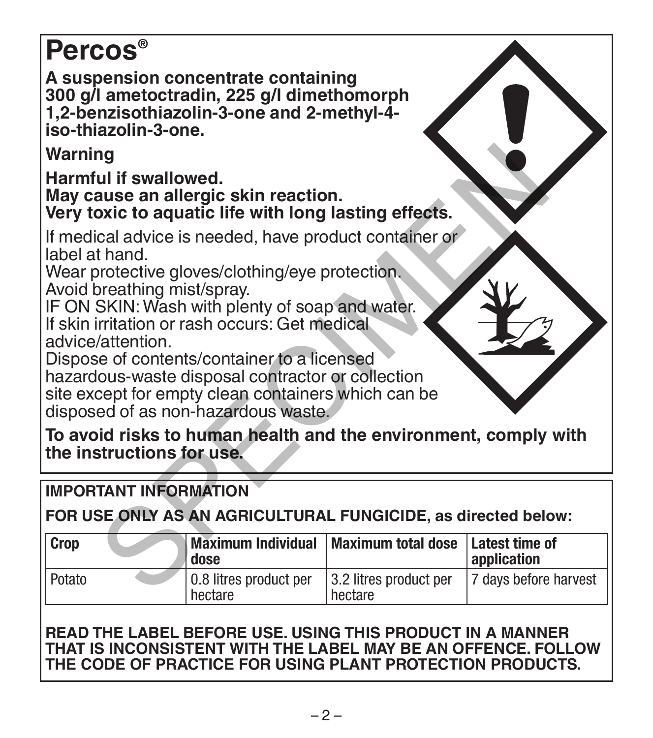# Percos®

**A suspension concentrate containing 300 g/l ametoctradin, 225 g/l dimethomorph 1,2-benzisothiazolin-3-one and 2-methyl-4-iso-thiazolin-3-one.**

**Warning**

**Harmful if swallowed.**
**May cause an allergic skin reaction.**
**Very toxic to aquatic life with long lasting effects.**

If medical advice is needed, have product container or label at hand.
Wear protective gloves/clothing/eye protection.
Avoid breathing mist/spray.
IF ON SKIN: Wash with plenty of soap and water.
If skin irritation or rash occurs: Get medical advice/attention.
Dispose of contents/container to a licensed hazardous-waste disposal contractor or collection site except for empty clean containers which can be disposed of as non-hazardous waste.

**To avoid risks to human health and the environment, comply with the instructions for use.**

**IMPORTANT INFORMATION**

**FOR USE ONLY AS AN AGRICULTURAL FUNGICIDE, as directed below:**

| Crop | Maximum Individual dose | Maximum total dose | Latest time of application |
|---|---|---|---|
| Potato | 0.8 litres product per hectare | 3.2 litres product per hectare | 7 days before harvest |

**READ THE LABEL BEFORE USE. USING THIS PRODUCT IN A MANNER THAT IS INCONSISTENT WITH THE LABEL MAY BE AN OFFENCE. FOLLOW THE CODE OF PRACTICE FOR USING PLANT PROTECTION PRODUCTS.**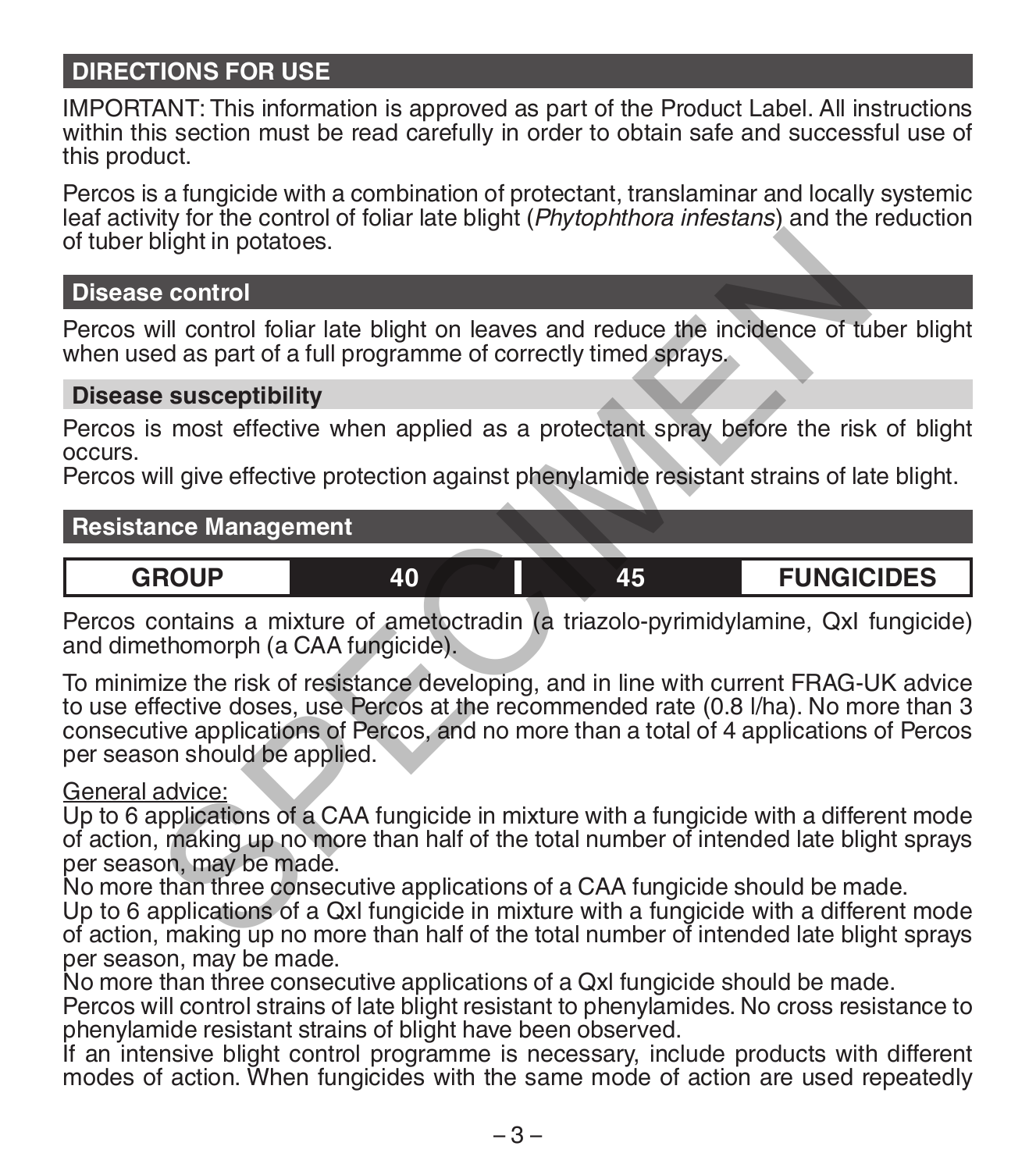## DIRECTIONS FOR USE

IMPORTANT: This information is approved as part of the Product Label. All instructions within this section must be read carefully in order to obtain safe and successful use of this product.

Percos is a fungicide with a combination of protectant, translaminar and locally systemic leaf activity for the control of foliar late blight (*Phytophthora infestans*) and the reduction of tuber blight in potatoes.

### Disease control

Percos will control foliar late blight on leaves and reduce the incidence of tuber blight when used as part of a full programme of correctly timed sprays.

### Disease susceptibility

Percos is most effective when applied as a protectant spray before the risk of blight occurs.
Percos will give effective protection against phenylamide resistant strains of late blight.

### Resistance Management

| GROUP | 40 | 45 | FUNGICIDES |
|---|---|---|---|

Percos contains a mixture of ametoctradin (a triazolo-pyrimidylamine, QxI fungicide) and dimethomorph (a CAA fungicide).

To minimize the risk of resistance developing, and in line with current FRAG-UK advice to use effective doses, use Percos at the recommended rate (0.8 l/ha). No more than 3 consecutive applications of Percos, and no more than a total of 4 applications of Percos per season should be applied.

General advice:
Up to 6 applications of a CAA fungicide in mixture with a fungicide with a different mode of action, making up no more than half of the total number of intended late blight sprays per season, may be made.
No more than three consecutive applications of a CAA fungicide should be made.
Up to 6 applications of a QxI fungicide in mixture with a fungicide with a different mode of action, making up no more than half of the total number of intended late blight sprays per season, may be made.
No more than three consecutive applications of a QxI fungicide should be made.
Percos will control strains of late blight resistant to phenylamides. No cross resistance to phenylamide resistant strains of blight have been observed.
If an intensive blight control programme is necessary, include products with different modes of action. When fungicides with the same mode of action are used repeatedly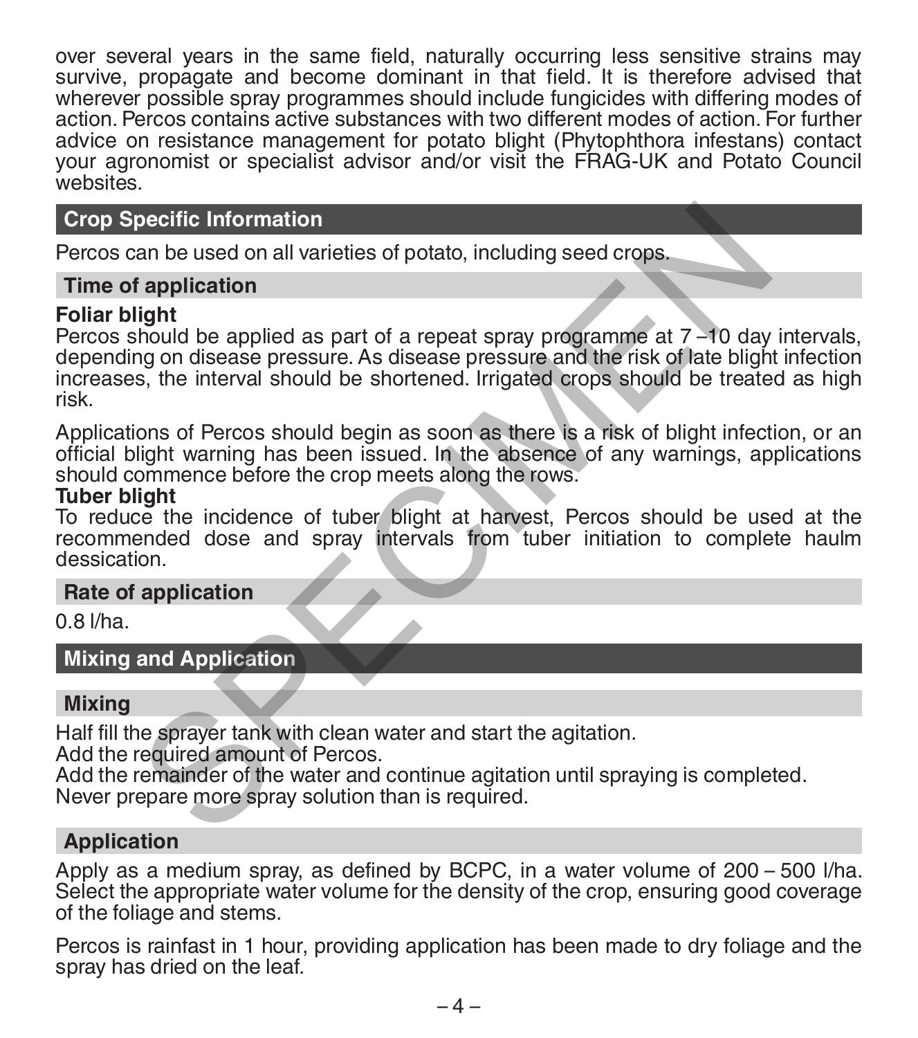over several years in the same field, naturally occurring less sensitive strains may survive, propagate and become dominant in that field. It is therefore advised that wherever possible spray programmes should include fungicides with differing modes of action. Percos contains active substances with two different modes of action. For further advice on resistance management for potato blight (Phytophthora infestans) contact your agronomist or specialist advisor and/or visit the FRAG-UK and Potato Council websites.

## Crop Specific Information

Percos can be used on all varieties of potato, including seed crops.

### Time of application

**Foliar blight**

Percos should be applied as part of a repeat spray programme at 7 – 10 day intervals, depending on disease pressure. As disease pressure and the risk of late blight infection increases, the interval should be shortened. Irrigated crops should be treated as high risk.

Applications of Percos should begin as soon as there is a risk of blight infection, or an official blight warning has been issued. In the absence of any warnings, applications should commence before the crop meets along the rows.

**Tuber blight**

To reduce the incidence of tuber blight at harvest, Percos should be used at the recommended dose and spray intervals from tuber initiation to complete haulm dessication.

### Rate of application

0.8 l/ha.

## Mixing and Application

### Mixing

Half fill the sprayer tank with clean water and start the agitation.
Add the required amount of Percos.
Add the remainder of the water and continue agitation until spraying is completed.
Never prepare more spray solution than is required.

### Application

Apply as a medium spray, as defined by BCPC, in a water volume of 200 – 500 l/ha. Select the appropriate water volume for the density of the crop, ensuring good coverage of the foliage and stems.

Percos is rainfast in 1 hour, providing application has been made to dry foliage and the spray has dried on the leaf.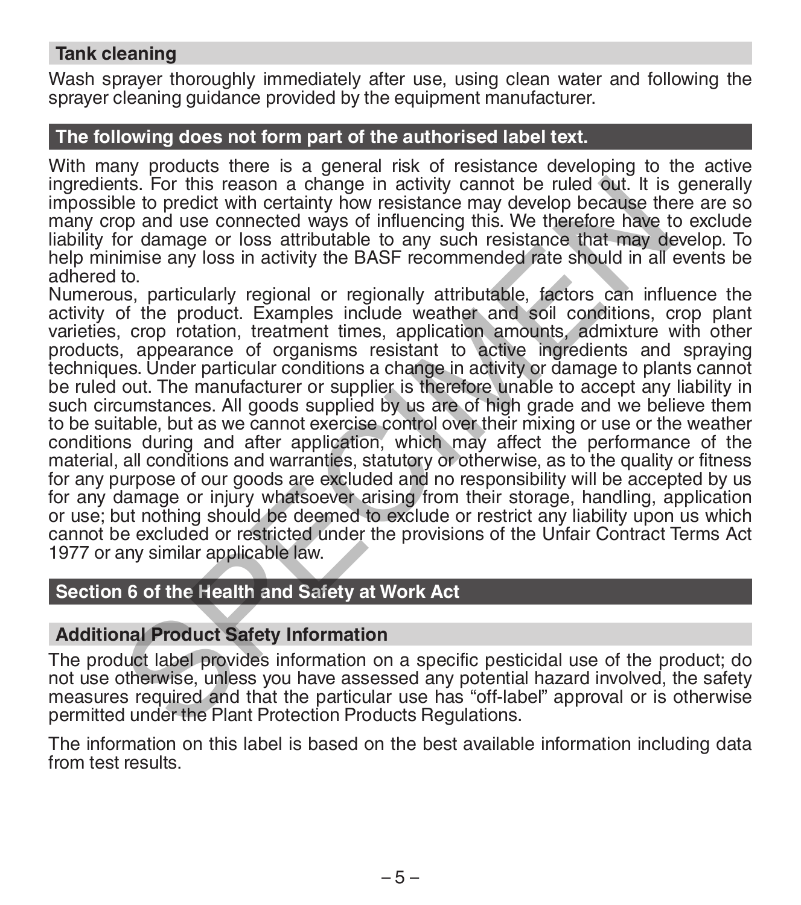## Tank cleaning

Wash sprayer thoroughly immediately after use, using clean water and following the sprayer cleaning guidance provided by the equipment manufacturer.

## The following does not form part of the authorised label text.

With many products there is a general risk of resistance developing to the active ingredients. For this reason a change in activity cannot be ruled out. It is generally impossible to predict with certainty how resistance may develop because there are so many crop and use connected ways of influencing this. We therefore have to exclude liability for damage or loss attributable to any such resistance that may develop. To help minimise any loss in activity the BASF recommended rate should in all events be adhered to.

Numerous, particularly regional or regionally attributable, factors can influence the activity of the product. Examples include weather and soil conditions, crop plant varieties, crop rotation, treatment times, application amounts, admixture with other products, appearance of organisms resistant to active ingredients and spraying techniques. Under particular conditions a change in activity or damage to plants cannot be ruled out. The manufacturer or supplier is therefore unable to accept any liability in such circumstances. All goods supplied by us are of high grade and we believe them to be suitable, but as we cannot exercise control over their mixing or use or the weather conditions during and after application, which may affect the performance of the material, all conditions and warranties, statutory or otherwise, as to the quality or fitness for any purpose of our goods are excluded and no responsibility will be accepted by us for any damage or injury whatsoever arising from their storage, handling, application or use; but nothing should be deemed to exclude or restrict any liability upon us which cannot be excluded or restricted under the provisions of the Unfair Contract Terms Act 1977 or any similar applicable law.

## Section 6 of the Health and Safety at Work Act

## Additional Product Safety Information

The product label provides information on a specific pesticidal use of the product; do not use otherwise, unless you have assessed any potential hazard involved, the safety measures required and that the particular use has "off-label" approval or is otherwise permitted under the Plant Protection Products Regulations.

The information on this label is based on the best available information including data from test results.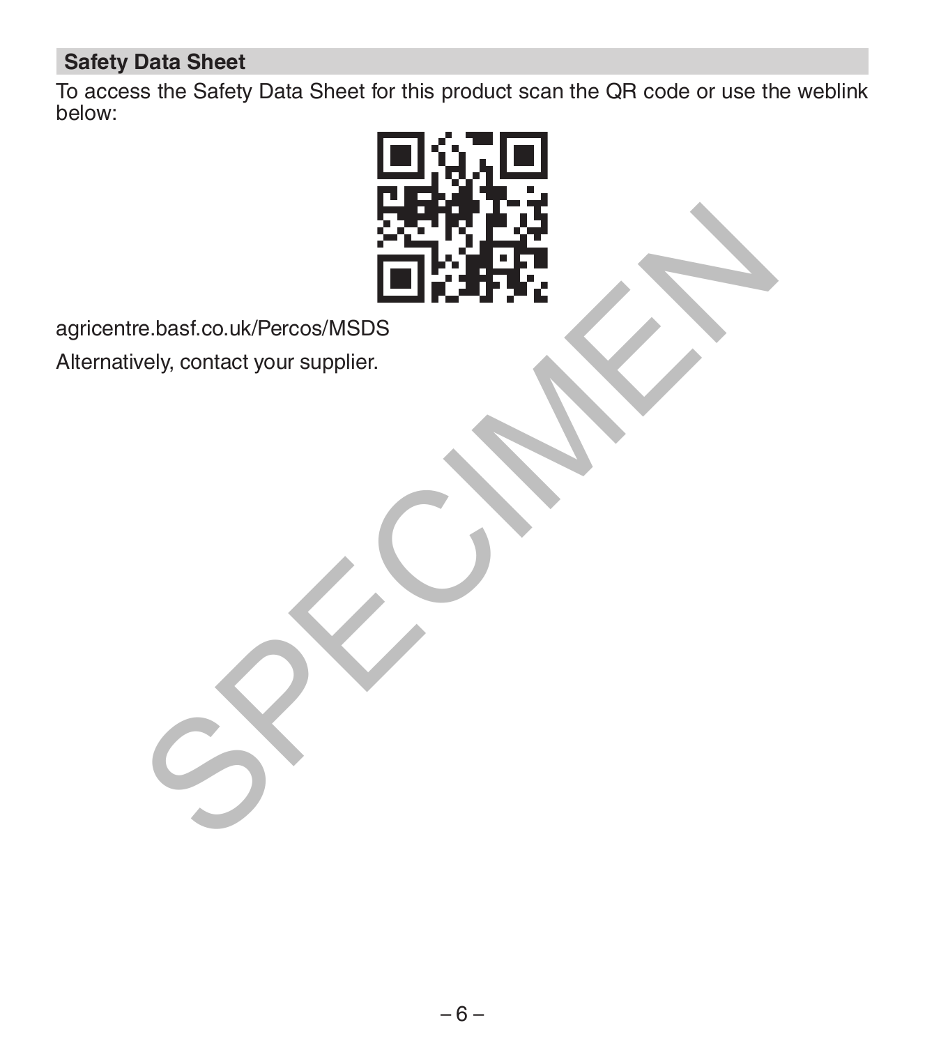## Safety Data Sheet

To access the Safety Data Sheet for this product scan the QR code or use the weblink below:

agricentre.basf.co.uk/Percos/MSDS

Alternatively, contact your supplier.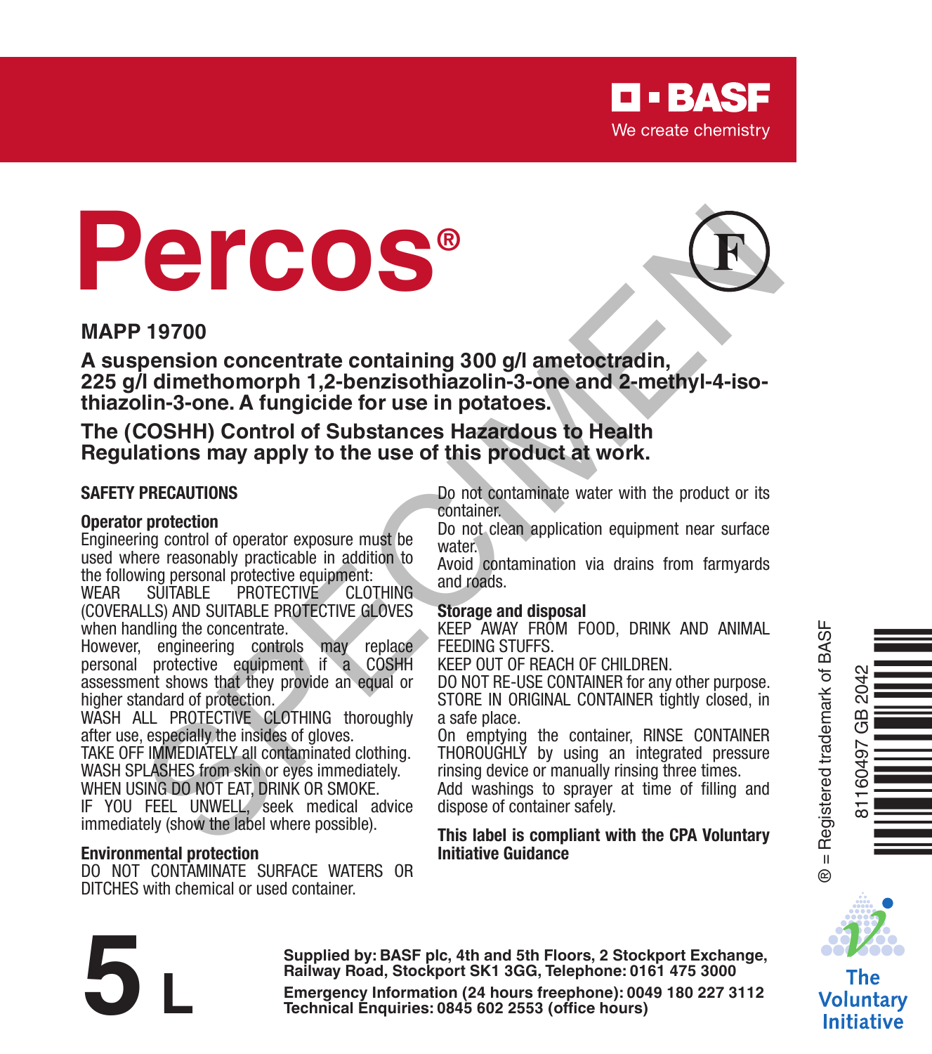BASF
We create chemistry

# Percos®

(F)

**MAPP 19700**

**A suspension concentrate containing 300 g/l ametoctradin, 225 g/l dimethomorph 1,2-benzisothiazolin-3-one and 2-methyl-4-isothiazolin-3-one. A fungicide for use in potatoes.**

**The (COSHH) Control of Substances Hazardous to Health Regulations may apply to the use of this product at work.**

### SAFETY PRECAUTIONS

**Operator protection**

Engineering control of operator exposure must be used where reasonably practicable in addition to the following personal protective equipment:

WEAR SUITABLE PROTECTIVE CLOTHING (COVERALLS) AND SUITABLE PROTECTIVE GLOVES when handling the concentrate.

However, engineering controls may replace personal protective equipment if a COSHH assessment shows that they provide an equal or higher standard of protection.

WASH ALL PROTECTIVE CLOTHING thoroughly after use, especially the insides of gloves.

TAKE OFF IMMEDIATELY all contaminated clothing.

WASH SPLASHES from skin or eyes immediately.

WHEN USING DO NOT EAT, DRINK OR SMOKE.

IF YOU FEEL UNWELL, seek medical advice immediately (show the label where possible).

**Environmental protection**

DO NOT CONTAMINATE SURFACE WATERS OR DITCHES with chemical or used container.

Do not contaminate water with the product or its container.

Do not clean application equipment near surface water.

Avoid contamination via drains from farmyards and roads.

**Storage and disposal**

KEEP AWAY FROM FOOD, DRINK AND ANIMAL FEEDING STUFFS.

KEEP OUT OF REACH OF CHILDREN.

DO NOT RE-USE CONTAINER for any other purpose.

STORE IN ORIGINAL CONTAINER tightly closed, in a safe place.

On emptying the container, RINSE CONTAINER THOROUGHLY by using an integrated pressure rinsing device or manually rinsing three times.

Add washings to sprayer at time of filling and dispose of container safely.

**This label is compliant with the CPA Voluntary Initiative Guidance**

® = Registered trademark of BASF

81160497 GB 2042

The Voluntary Initiative

# 5 L

**Supplied by: BASF plc, 4th and 5th Floors, 2 Stockport Exchange, Railway Road, Stockport SK1 3GG, Telephone: 0161 475 3000**

**Emergency Information (24 hours freephone): 0049 180 227 3112**
**Technical Enquiries: 0845 602 2553 (office hours)**